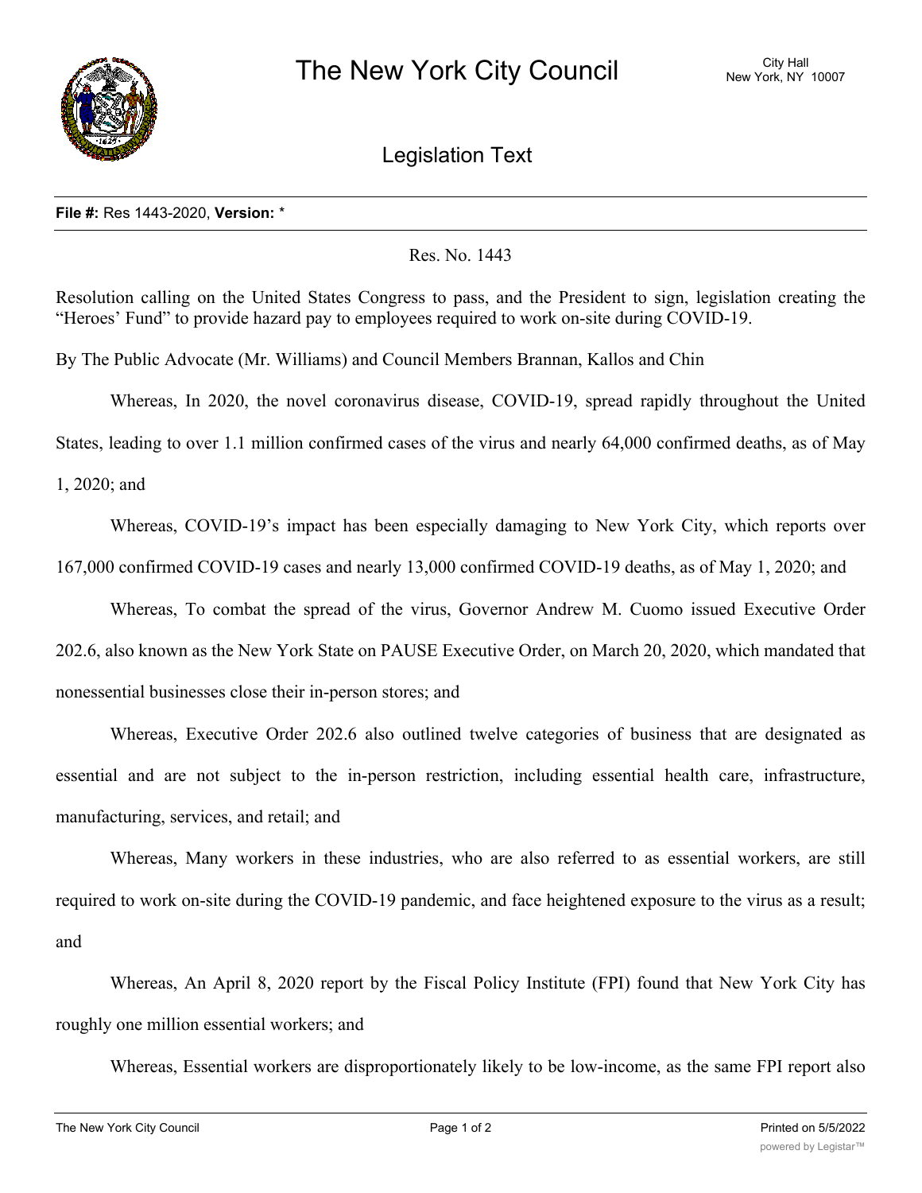# The New York City Council

City Hall
New York, NY 10007

## Legislation Text

**File #:** Res 1443-2020, **Version:** *

Res. No. 1443

Resolution calling on the United States Congress to pass, and the President to sign, legislation creating the "Heroes' Fund" to provide hazard pay to employees required to work on-site during COVID-19.

By The Public Advocate (Mr. Williams) and Council Members Brannan, Kallos and Chin

Whereas, In 2020, the novel coronavirus disease, COVID-19, spread rapidly throughout the United States, leading to over 1.1 million confirmed cases of the virus and nearly 64,000 confirmed deaths, as of May 1, 2020; and

Whereas, COVID-19's impact has been especially damaging to New York City, which reports over 167,000 confirmed COVID-19 cases and nearly 13,000 confirmed COVID-19 deaths, as of May 1, 2020; and

Whereas, To combat the spread of the virus, Governor Andrew M. Cuomo issued Executive Order 202.6, also known as the New York State on PAUSE Executive Order, on March 20, 2020, which mandated that nonessential businesses close their in-person stores; and

Whereas, Executive Order 202.6 also outlined twelve categories of business that are designated as essential and are not subject to the in-person restriction, including essential health care, infrastructure, manufacturing, services, and retail; and

Whereas, Many workers in these industries, who are also referred to as essential workers, are still required to work on-site during the COVID-19 pandemic, and face heightened exposure to the virus as a result; and

Whereas, An April 8, 2020 report by the Fiscal Policy Institute (FPI) found that New York City has roughly one million essential workers; and

Whereas, Essential workers are disproportionately likely to be low-income, as the same FPI report also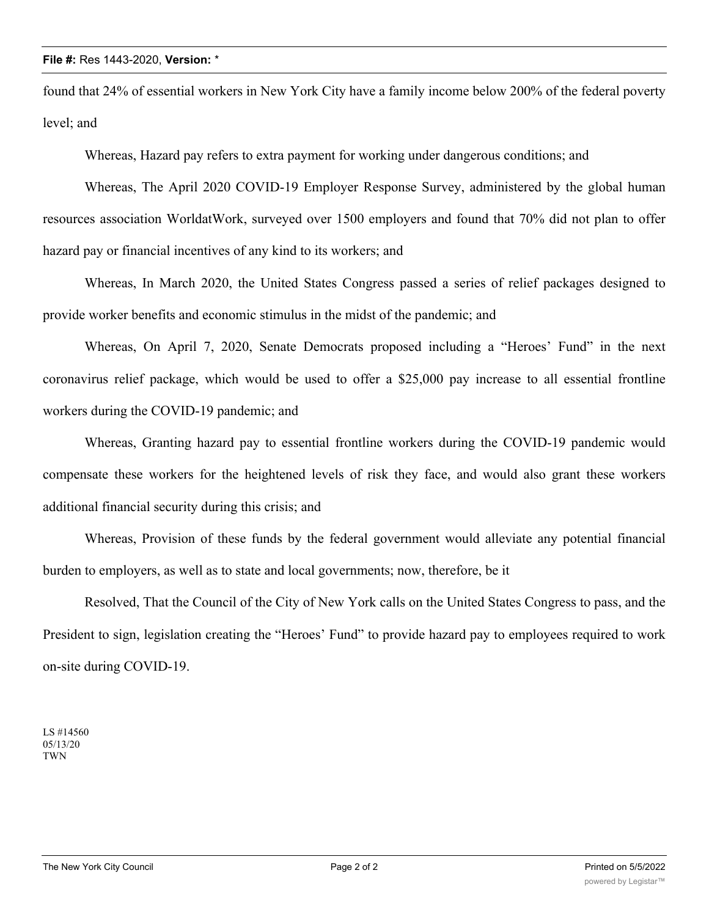found that 24% of essential workers in New York City have a family income below 200% of the federal poverty level; and

Whereas, Hazard pay refers to extra payment for working under dangerous conditions; and

Whereas, The April 2020 COVID-19 Employer Response Survey, administered by the global human resources association WorldatWork, surveyed over 1500 employers and found that 70% did not plan to offer hazard pay or financial incentives of any kind to its workers; and

Whereas, In March 2020, the United States Congress passed a series of relief packages designed to provide worker benefits and economic stimulus in the midst of the pandemic; and

Whereas, On April 7, 2020, Senate Democrats proposed including a "Heroes' Fund" in the next coronavirus relief package, which would be used to offer a $25,000 pay increase to all essential frontline workers during the COVID-19 pandemic; and

Whereas, Granting hazard pay to essential frontline workers during the COVID-19 pandemic would compensate these workers for the heightened levels of risk they face, and would also grant these workers additional financial security during this crisis; and

Whereas, Provision of these funds by the federal government would alleviate any potential financial burden to employers, as well as to state and local governments; now, therefore, be it

Resolved, That the Council of the City of New York calls on the United States Congress to pass, and the President to sign, legislation creating the "Heroes' Fund" to provide hazard pay to employees required to work on-site during COVID-19.

LS #14560
05/13/20
TWN